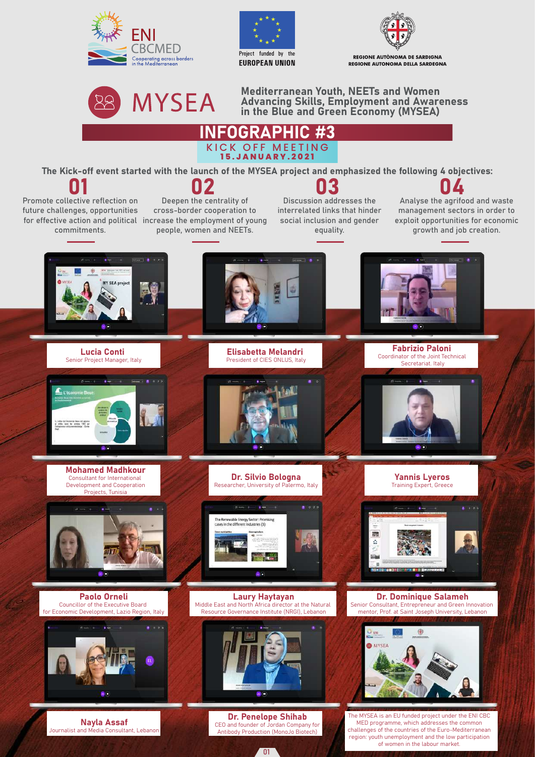ENI CBCMED
Cooperating across borders in the Mediterranean

Project funded by the EUROPEAN UNION

REGIONE AUTÒNOMA DE SARDIGNA
REGIONE AUTONOMA DELLA SARDEGNA

# MYSEA

**Mediterranean Youth, NEETs and Women Advancing Skills, Employment and Awareness in the Blue and Green Economy (MYSEA)**

## INFOGRAPHIC #3

### KICK OFF MEETING
**15.JANUARY.2021**

**The Kick-off event started with the launch of the MYSEA project and emphasized the following 4 objectives:**

**01**
Promote collective reflection on future challenges, opportunities for effective action and political commitments.

**02**
Deepen the centrality of cross-border cooperation to increase the employment of young people, women and NEETs.

**03**
Discussion addresses the interrelated links that hinder social inclusion and gender equality.

**04**
Analyse the agrifood and waste management sectors in order to exploit opportunities for economic growth and job creation.

**Lucia Conti**
Senior Project Manager, Italy

**Elisabetta Melandri**
President of CIES ONLUS, Italy

**Fabrizio Paloni**
Coordinator of the Joint Technical Secretariat. Italy

**Mohamed Madhkour**
Consultant for International Development and Cooperation Projects, Tunisia

**Dr. Silvio Bologna**
Researcher, University of Palermo, Italy

**Yannis Lyeros**
Training Expert, Greece

**Paolo Orneli**
Councillor of the Executive Board for Economic Development, Lazio Region, Italy

**Laury Haytayan**
Middle East and North Africa director at the Natural Resource Governance Institute (NRGI), Lebanon

**Dr. Dominique Salameh**
Senior Consultant, Entrepreneur and Green Innovation mentor, Prof. at Saint Joseph University, Lebanon

**Nayla Assaf**
Journalist and Media Consultant, Lebanon

**Dr. Penelope Shihab**
CEO and founder of Jordan Company for Antibody Production (MonoJo Biotech)

The MYSEA is an EU funded project under the ENI CBC MED programme, which addresses the common challenges of the countries of the Euro-Mediterranean region: youth unemployment and the low participation of women in the labour market.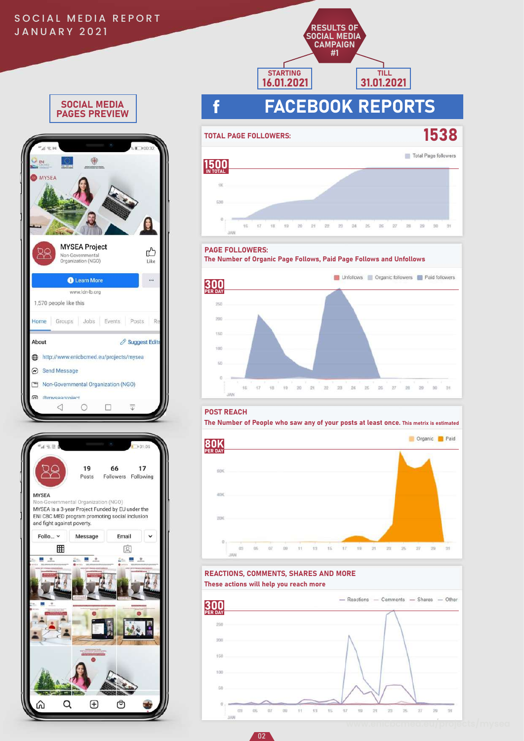# SOCIAL MEDIA REPORT JANUARY 2021

## RESULTS OF SOCIAL MEDIA CAMPAIGN #1

STARTING 16.01.2021

TILL 31.01.2021

## SOCIAL MEDIA PAGES PREVIEW

MYSEA

MYSEA Project

Non-Governmental Organization (NGO)

Like

Learn More

www.ldn-lb.org

1,570 people like this

Home | Groups | Jobs | Events | Posts | Re

About

Suggest Edits

http://www.enicbcmed.eu/projects/mysea

Send Message

Non-Governmental Organization (NGO)

@mysearoject

19 Posts | 66 Followers | 17 Following

MYSEA

Non-Governmental Organization (NGO)

MYSEA is a 3-year Project Funded by EU under the ENI CBC MED program promoting social inclusion and fight against poverty.

Follo... | Message | Email

## FACEBOOK REPORTS

### TOTAL PAGE FOLLOWERS: 1538

Total Page followers

1500 IN TOTAL

1K

500

0

JAN

16 17 18 19 20 21 22 23 24 25 26 27 28 29 30 31

### PAGE FOLLOWERS:

The Number of Organic Page Follows, Paid Page Follows and Unfollows

Unfollows | Organic followers | Paid followers

300 PER DAY

250

200

150

100

50

0

JAN

16 17 18 19 20 21 22 23 24 25 26 27 28 29 30 31

### POST REACH

The Number of People who saw any of your posts at least once. This metrix is estimated

Organic | Paid

80K PER DAY

60K

40K

20K

0

JAN

03 05 07 09 11 13 15 17 19 21 23 25 27 29 31

### REACTIONS, COMMENTS, SHARES AND MORE

These actions will help you reach more

Reactions | Comments | Shares | Other

300 PER DAY

250

200

150

100

50

0

JAN

03 05 07 09 11 13 15 17 19 21 23 25 27 29 31

www.enicbcmed.eu/projects/mysea